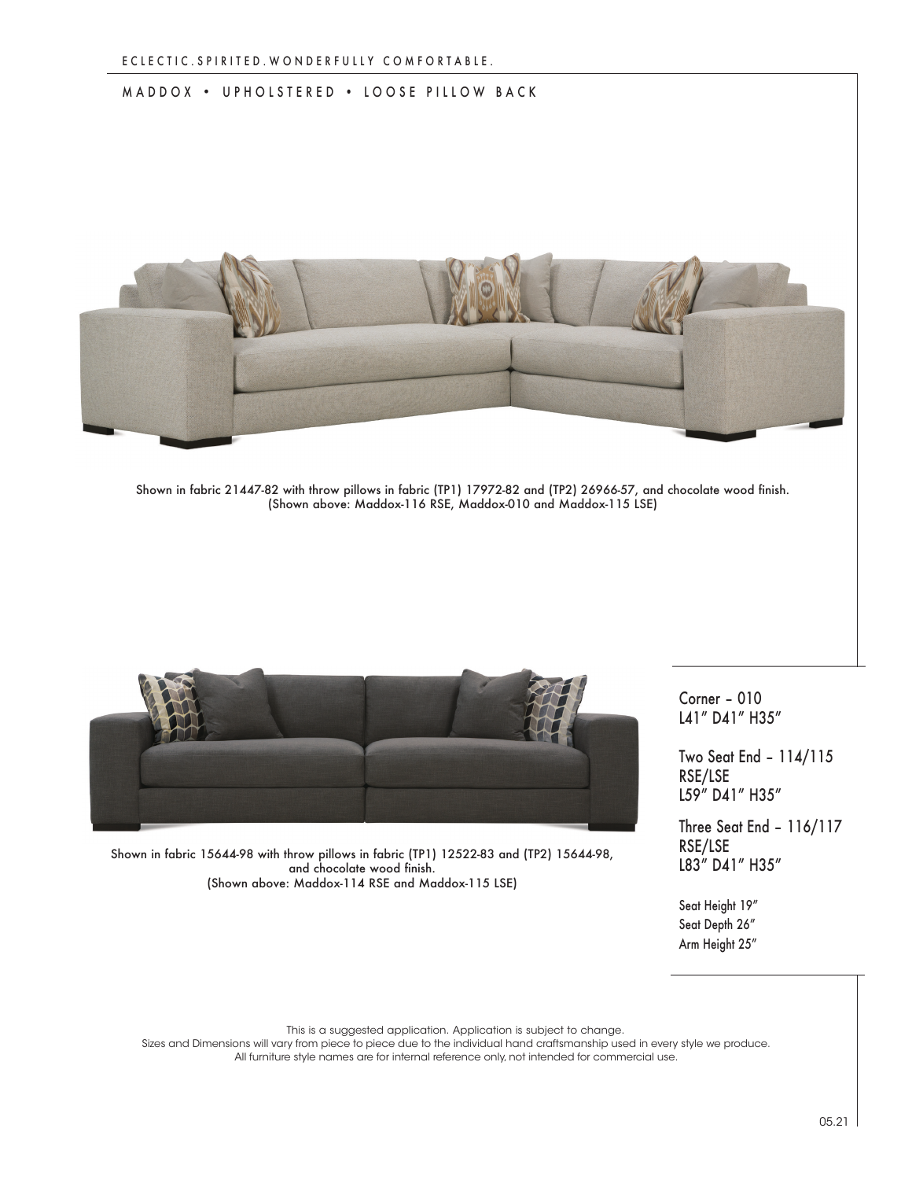ECLECTIC.SPIRITED.WONDERFULLY COMFORTABLE.

# MADDOX • UPHOLSTERED • LOOSE PILLOW BACK

Shown in fabric 21447-82 with throw pillows in fabric (TP1) 17972-82 and (TP2) 26966-57, and chocolate wood finish.
(Shown above: Maddox-116 RSE, Maddox-010 and Maddox-115 LSE)

Shown in fabric 15644-98 with throw pillows in fabric (TP1) 12522-83 and (TP2) 15644-98, and chocolate wood finish.
(Shown above: Maddox-114 RSE and Maddox-115 LSE)

Corner – 010
L41" D41" H35"

Two Seat End – 114/115
RSE/LSE
L59" D41" H35"

Three Seat End – 116/117
RSE/LSE
L83" D41" H35"

Seat Height 19"
Seat Depth 26"
Arm Height 25"

This is a suggested application. Application is subject to change.
Sizes and Dimensions will vary from piece to piece due to the individual hand craftsmanship used in every style we produce.
All furniture style names are for internal reference only, not intended for commercial use.

05.21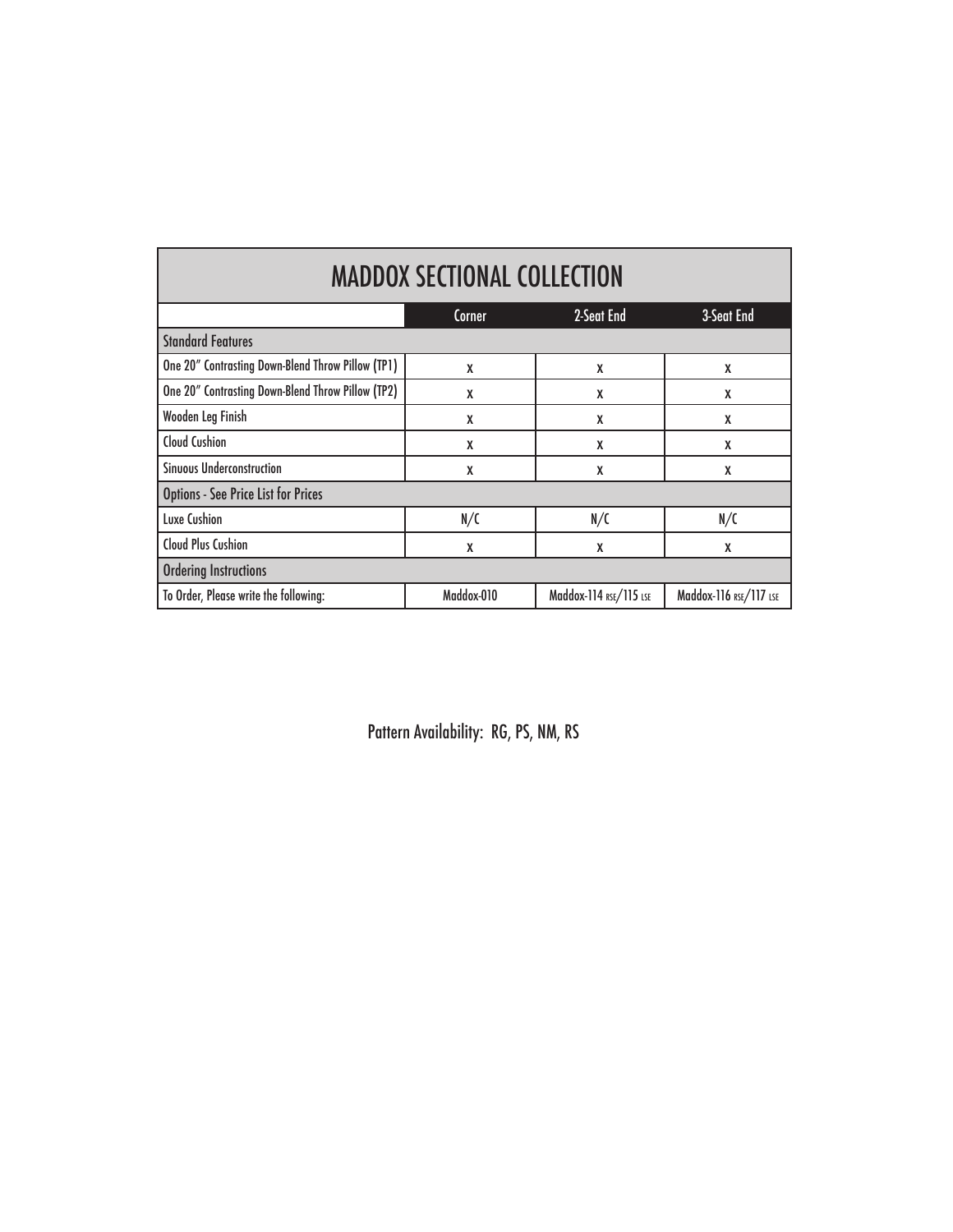# MADDOX SECTIONAL COLLECTION

| | Corner | 2-Seat End | 3-Seat End |
|---|---|---|---|
| **Standard Features** | | | |
| One 20" Contrasting Down-Blend Throw Pillow (TP1) | X | X | X |
| One 20" Contrasting Down-Blend Throw Pillow (TP2) | X | X | X |
| Wooden Leg Finish | X | X | X |
| Cloud Cushion | X | X | X |
| Sinuous Underconstruction | X | X | X |
| **Options - See Price List for Prices** | | | |
| Luxe Cushion | N/C | N/C | N/C |
| Cloud Plus Cushion | X | X | X |
| **Ordering Instructions** | | | |
| To Order, Please write the following: | Maddox-010 | Maddox-114 RSE/115 LSE | Maddox-116 RSE/117 LSE |

Pattern Availability: RG, PS, NM, RS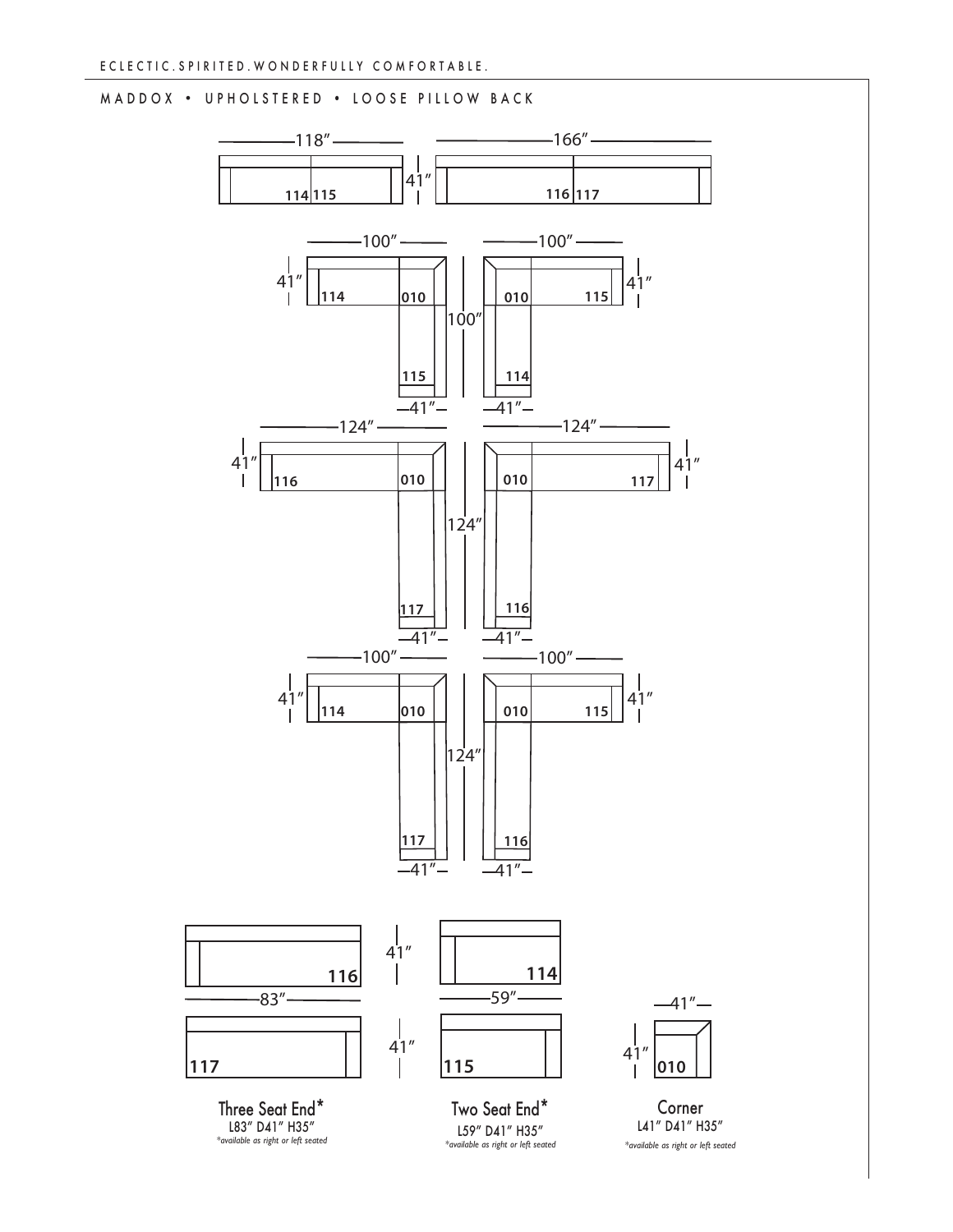MADDOX • UPHOLSTERED • LOOSE PILLOW BACK

118″
114 115
41″
166″
116 117

100″
41″
114
010
115
100″
41″
100″
010
115
41″
114
41″

124″
41″
116
010
117
124″
41″
124″
010
117
41″
116
41″

100″
41″
114
010
117
124″
41″
100″
010
115
41″
116
41″

116
83″
117
41″
41″

114
59″
115

41″
41″
010

Three Seat End*
L83″ D41″ H35″
*available as right or left seated*

Two Seat End*
L59″ D41″ H35″
*available as right or left seated*

Corner
L41″ D41″ H35″
*available as right or left seated*